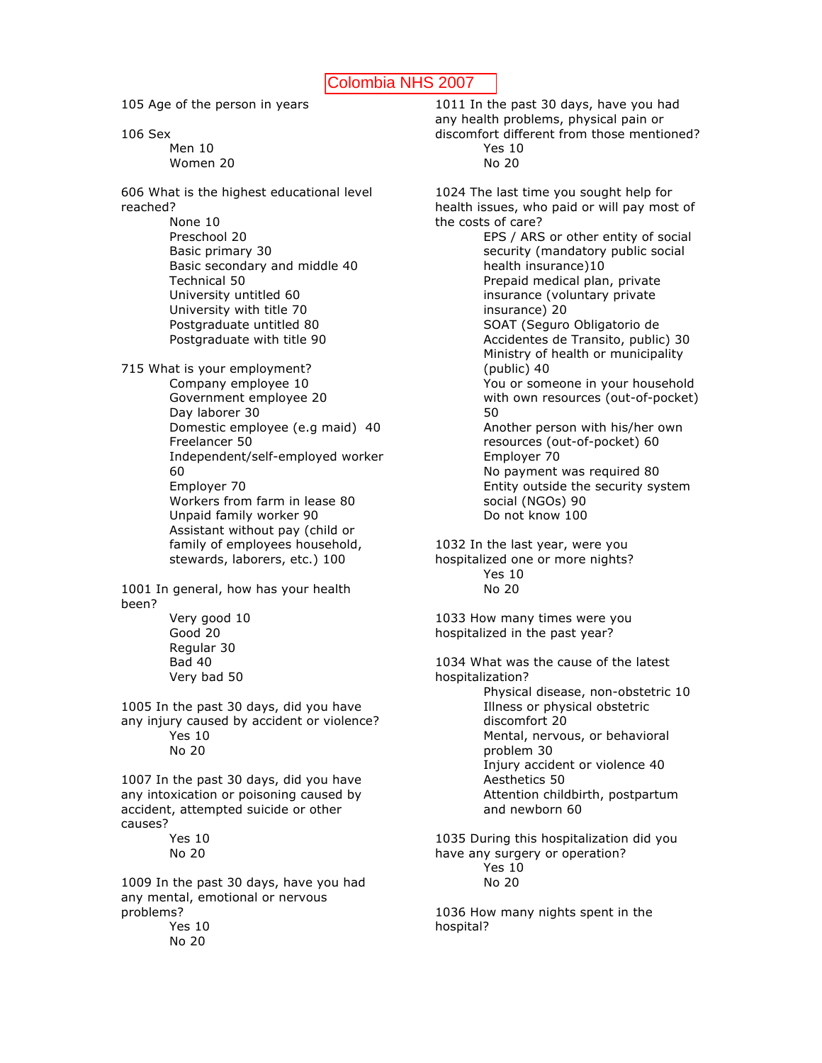# Colombia NHS 2007

105 Age of the person in years

106 Sex

- Men 10
- Women 20

606 What is the highest educational level reached?

- None 10
- Preschool 20
- Basic primary 30
- Basic secondary and middle 40
- Technical 50
- University untitled 60
- University with title 70
- Postgraduate untitled 80
- Postgraduate with title 90

715 What is your employment?

- Company employee 10
- Government employee 20
- Day laborer 30
- Domestic employee (e.g maid) 40
- Freelancer 50
- Independent/self-employed worker 60
- Employer 70
- Workers from farm in lease 80
- Unpaid family worker 90
- Assistant without pay (child or family of employees household, stewards, laborers, etc.) 100

1001 In general, how has your health been?

- Very good 10
- Good 20
- Regular 30
- Bad 40
- Very bad 50

1005 In the past 30 days, did you have any injury caused by accident or violence?

- Yes 10
- No 20

1007 In the past 30 days, did you have any intoxication or poisoning caused by accident, attempted suicide or other causes?

- Yes 10
- No 20

1009 In the past 30 days, have you had any mental, emotional or nervous problems?

- Yes 10
- No 20

1011 In the past 30 days, have you had any health problems, physical pain or discomfort different from those mentioned?

- Yes 10
- No 20

1024 The last time you sought help for health issues, who paid or will pay most of the costs of care?

- EPS / ARS or other entity of social security (mandatory public social health insurance)10
- Prepaid medical plan, private insurance (voluntary private insurance) 20
- SOAT (Seguro Obligatorio de Accidentes de Transito, public) 30
- Ministry of health or municipality (public) 40
- You or someone in your household with own resources (out-of-pocket) 50
- Another person with his/her own resources (out-of-pocket) 60
- Employer 70
- No payment was required 80
- Entity outside the security system social (NGOs) 90
- Do not know 100

1032 In the last year, were you hospitalized one or more nights?

- Yes 10
- No 20

1033 How many times were you hospitalized in the past year?

1034 What was the cause of the latest hospitalization?

- Physical disease, non-obstetric 10
- Illness or physical obstetric discomfort 20
- Mental, nervous, or behavioral problem 30
- Injury accident or violence 40
- Aesthetics 50
- Attention childbirth, postpartum and newborn 60

1035 During this hospitalization did you have any surgery or operation?

- Yes 10
- No 20

1036 How many nights spent in the hospital?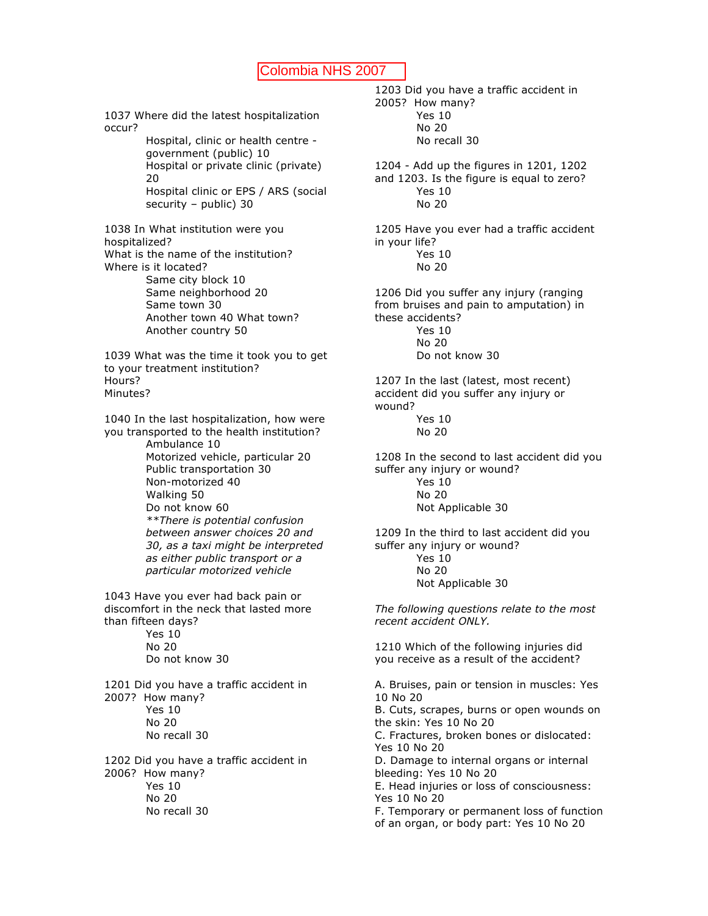Colombia NHS 2007

1037 Where did the latest hospitalization occur?

Hospital, clinic or health centre - government (public) 10
Hospital or private clinic (private) 20
Hospital clinic or EPS / ARS (social security – public) 30

1038 In What institution were you hospitalized?
What is the name of the institution?
Where is it located?

Same city block 10
Same neighborhood 20
Same town 30
Another town 40 What town?
Another country 50

1039 What was the time it took you to get to your treatment institution?
Hours?
Minutes?

1040 In the last hospitalization, how were you transported to the health institution?

Ambulance 10
Motorized vehicle, particular 20
Public transportation 30
Non-motorized 40
Walking 50
Do not know 60
*\*\*There is potential confusion between answer choices 20 and 30, as a taxi might be interpreted as either public transport or a particular motorized vehicle*

1043 Have you ever had back pain or discomfort in the neck that lasted more than fifteen days?

Yes 10
No 20
Do not know 30

1201 Did you have a traffic accident in 2007? How many?

Yes 10
No 20
No recall 30

1202 Did you have a traffic accident in 2006? How many?

Yes 10
No 20
No recall 30

1203 Did you have a traffic accident in 2005? How many?

Yes 10
No 20
No recall 30

1204 - Add up the figures in 1201, 1202 and 1203. Is the figure is equal to zero?

Yes 10
No 20

1205 Have you ever had a traffic accident in your life?

Yes 10
No 20

1206 Did you suffer any injury (ranging from bruises and pain to amputation) in these accidents?

Yes 10
No 20
Do not know 30

1207 In the last (latest, most recent) accident did you suffer any injury or wound?

Yes 10
No 20

1208 In the second to last accident did you suffer any injury or wound?

Yes 10
No 20
Not Applicable 30

1209 In the third to last accident did you suffer any injury or wound?

Yes 10
No 20
Not Applicable 30

*The following questions relate to the most recent accident ONLY.*

1210 Which of the following injuries did you receive as a result of the accident?

A. Bruises, pain or tension in muscles: Yes 10 No 20
B. Cuts, scrapes, burns or open wounds on the skin: Yes 10 No 20
C. Fractures, broken bones or dislocated: Yes 10 No 20
D. Damage to internal organs or internal bleeding: Yes 10 No 20
E. Head injuries or loss of consciousness: Yes 10 No 20
F. Temporary or permanent loss of function of an organ, or body part: Yes 10 No 20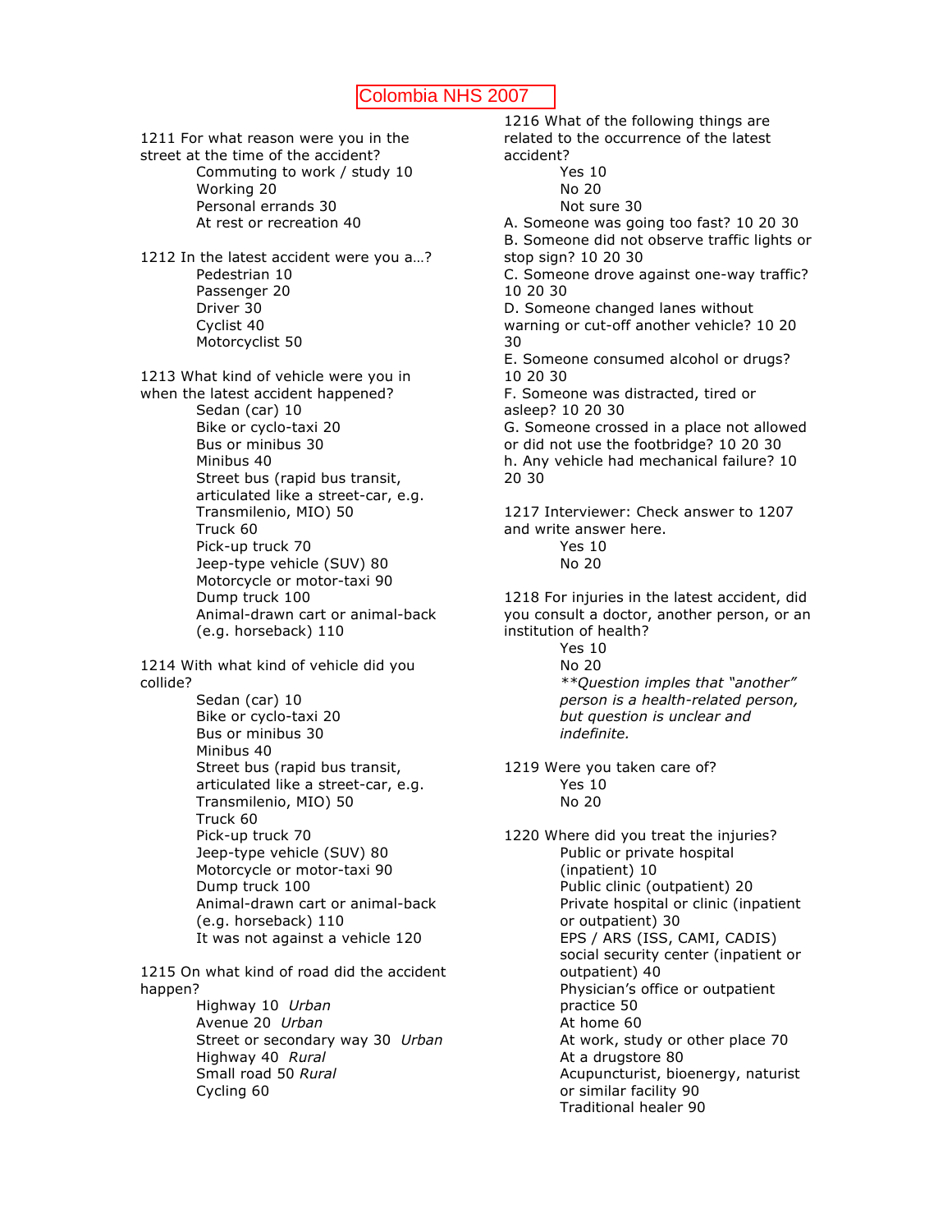Colombia NHS 2007

1211 For what reason were you in the street at the time of the accident?

- Commuting to work / study 10
- Working 20
- Personal errands 30
- At rest or recreation 40

1212 In the latest accident were you a…?

- Pedestrian 10
- Passenger 20
- Driver 30
- Cyclist 40
- Motorcyclist 50

1213 What kind of vehicle were you in when the latest accident happened?

- Sedan (car) 10
- Bike or cyclo-taxi 20
- Bus or minibus 30
- Minibus 40
- Street bus (rapid bus transit, articulated like a street-car, e.g. Transmilenio, MIO) 50
- Truck 60
- Pick-up truck 70
- Jeep-type vehicle (SUV) 80
- Motorcycle or motor-taxi 90
- Dump truck 100
- Animal-drawn cart or animal-back (e.g. horseback) 110

1214 With what kind of vehicle did you collide?

- Sedan (car) 10
- Bike or cyclo-taxi 20
- Bus or minibus 30
- Minibus 40
- Street bus (rapid bus transit, articulated like a street-car, e.g. Transmilenio, MIO) 50
- Truck 60
- Pick-up truck 70
- Jeep-type vehicle (SUV) 80
- Motorcycle or motor-taxi 90
- Dump truck 100
- Animal-drawn cart or animal-back (e.g. horseback) 110
- It was not against a vehicle 120

1215 On what kind of road did the accident happen?

- Highway 10 *Urban*
- Avenue 20 *Urban*
- Street or secondary way 30 *Urban*
- Highway 40 *Rural*
- Small road 50 *Rural*
- Cycling 60

1216 What of the following things are related to the occurrence of the latest accident?

- Yes 10
- No 20
- Not sure 30

A. Someone was going too fast? 10 20 30
B. Someone did not observe traffic lights or stop sign? 10 20 30
C. Someone drove against one-way traffic? 10 20 30
D. Someone changed lanes without warning or cut-off another vehicle? 10 20 30
E. Someone consumed alcohol or drugs? 10 20 30
F. Someone was distracted, tired or asleep? 10 20 30
G. Someone crossed in a place not allowed or did not use the footbridge? 10 20 30
h. Any vehicle had mechanical failure? 10 20 30

1217 Interviewer: Check answer to 1207 and write answer here.

- Yes 10
- No 20

1218 For injuries in the latest accident, did you consult a doctor, another person, or an institution of health?

- Yes 10
- No 20

*\*\*Question imples that "another" person is a health-related person, but question is unclear and indefinite.*

1219 Were you taken care of?

- Yes 10
- No 20

1220 Where did you treat the injuries?

- Public or private hospital (inpatient) 10
- Public clinic (outpatient) 20
- Private hospital or clinic (inpatient or outpatient) 30
- EPS / ARS (ISS, CAMI, CADIS) social security center (inpatient or outpatient) 40
- Physician's office or outpatient practice 50
- At home 60
- At work, study or other place 70
- At a drugstore 80
- Acupuncturist, bioenergy, naturist or similar facility 90
- Traditional healer 90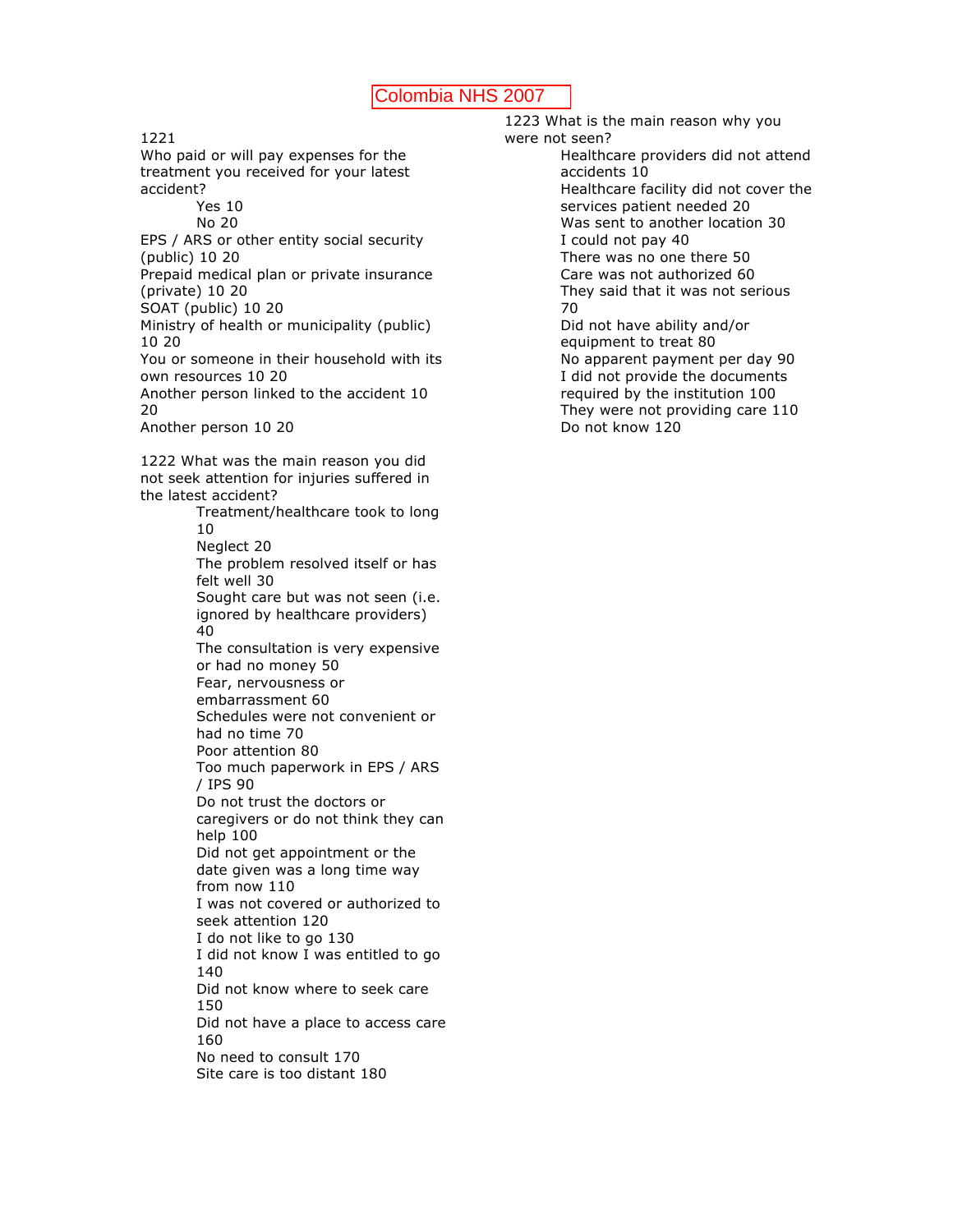Colombia NHS 2007

1221
Who paid or will pay expenses for the treatment you received for your latest accident?

- Yes 10
- No 20

EPS / ARS or other entity social security (public) 10 20
Prepaid medical plan or private insurance (private) 10 20
SOAT (public) 10 20
Ministry of health or municipality (public) 10 20
You or someone in their household with its own resources 10 20
Another person linked to the accident 10 20
Another person 10 20

1222 What was the main reason you did not seek attention for injuries suffered in the latest accident?

- Treatment/healthcare took to long 10
- Neglect 20
- The problem resolved itself or has felt well 30
- Sought care but was not seen (i.e. ignored by healthcare providers) 40
- The consultation is very expensive or had no money 50
- Fear, nervousness or embarrassment 60
- Schedules were not convenient or had no time 70
- Poor attention 80
- Too much paperwork in EPS / ARS / IPS 90
- Do not trust the doctors or caregivers or do not think they can help 100
- Did not get appointment or the date given was a long time way from now 110
- I was not covered or authorized to seek attention 120
- I do not like to go 130
- I did not know I was entitled to go 140
- Did not know where to seek care 150
- Did not have a place to access care 160
- No need to consult 170
- Site care is too distant 180

1223 What is the main reason why you were not seen?

- Healthcare providers did not attend accidents 10
- Healthcare facility did not cover the services patient needed 20
- Was sent to another location 30
- I could not pay 40
- There was no one there 50
- Care was not authorized 60
- They said that it was not serious 70
- Did not have ability and/or equipment to treat 80
- No apparent payment per day 90
- I did not provide the documents required by the institution 100
- They were not providing care 110
- Do not know 120